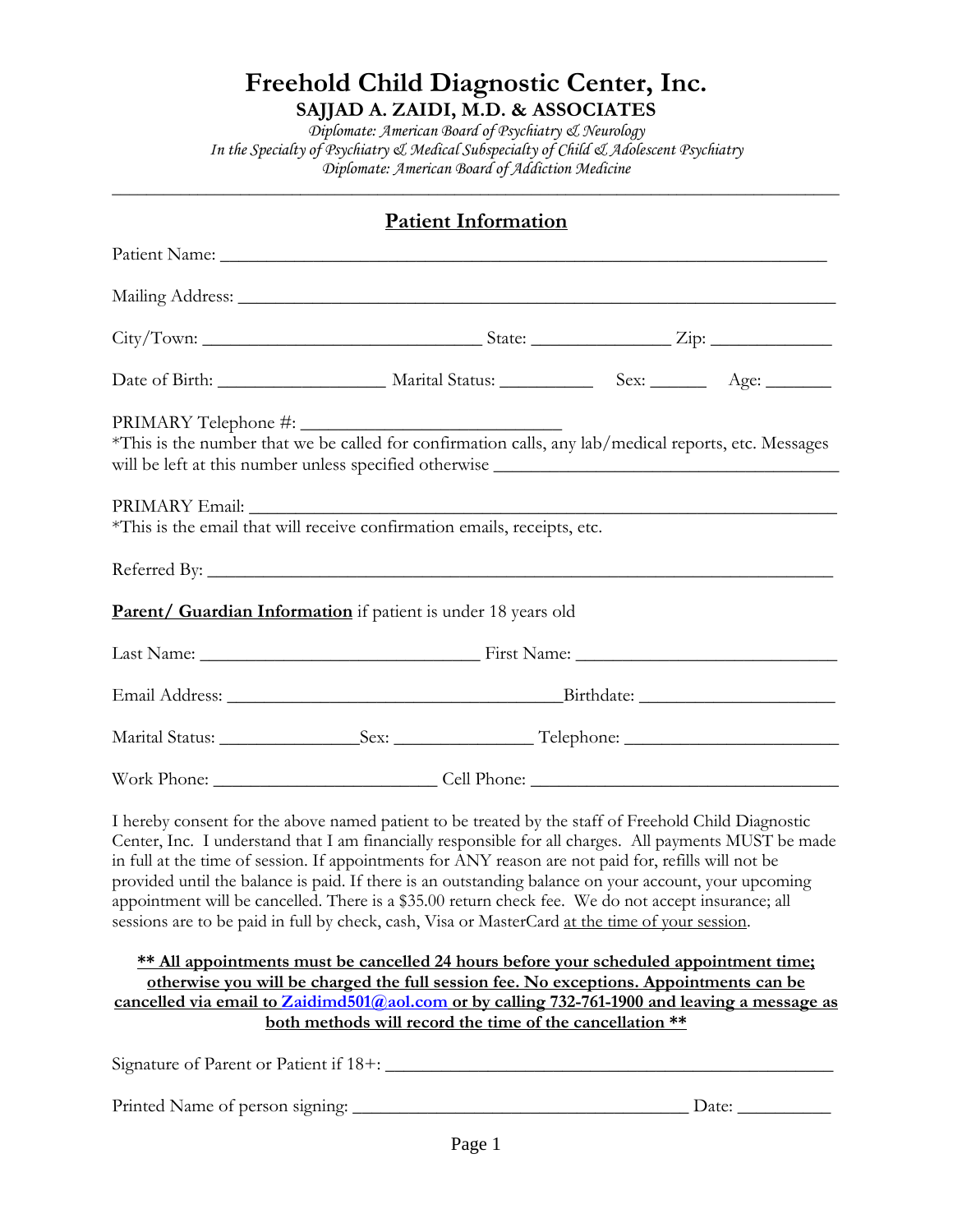# Freehold Child Diagnostic Center, Inc.

**SAJJAD A. ZAIDI, M.D. & ASSOCIATES**

*Diplomate: American Board of Psychiatry & Neurology*
*In the Specialty of Psychiatry & Medical Subspecialty of Child & Adolescent Psychiatry*
*Diplomate: American Board of Addiction Medicine*

---

## Patient Information

Patient Name: ______________________________________________________________

Mailing Address: ____________________________________________________________

City/Town: ___________________________ State: ______________ Zip: ____________

Date of Birth: _________________ Marital Status: __________ Sex: ______ Age: _______

PRIMARY Telephone #: ___________________________
*This is the number that we be called for confirmation calls, any lab/medical reports, etc. Messages will be left at this number unless specified otherwise ___________________________________

PRIMARY Email: ______________________________________________________________
*This is the email that will receive confirmation emails, receipts, etc.

Referred By: ________________________________________________________________

**Parent/ Guardian Information** if patient is under 18 years old

Last Name: _____________________________ First Name: ___________________________

Email Address: ___________________________________Birthdate: ____________________

Marital Status: _______________Sex: _______________ Telephone: ______________________

Work Phone: _______________________ Cell Phone: ________________________________

I hereby consent for the above named patient to be treated by the staff of Freehold Child Diagnostic Center, Inc. I understand that I am financially responsible for all charges. All payments MUST be made in full at the time of session. If appointments for ANY reason are not paid for, refills will not be provided until the balance is paid. If there is an outstanding balance on your account, your upcoming appointment will be cancelled. There is a $35.00 return check fee. We do not accept insurance; all sessions are to be paid in full by check, cash, Visa or MasterCard at the time of your session.

**** All appointments must be cancelled 24 hours before your scheduled appointment time; otherwise you will be charged the full session fee. No exceptions. Appointments can be cancelled via email to Zaidimd501@aol.com or by calling 732-761-1900 and leaving a message as both methods will record the time of the cancellation ****

Signature of Parent or Patient if 18+: ________________________________________________

Printed Name of person signing: ___________________________________ Date: __________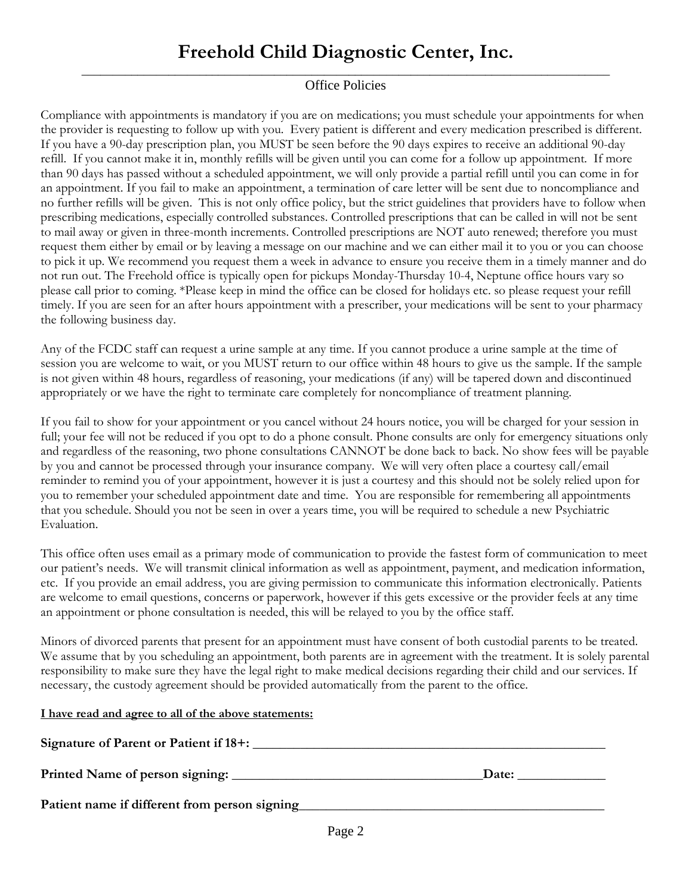# Freehold Child Diagnostic Center, Inc.

Office Policies

Compliance with appointments is mandatory if you are on medications; you must schedule your appointments for when the provider is requesting to follow up with you. Every patient is different and every medication prescribed is different. If you have a 90-day prescription plan, you MUST be seen before the 90 days expires to receive an additional 90-day refill. If you cannot make it in, monthly refills will be given until you can come for a follow up appointment. If more than 90 days has passed without a scheduled appointment, we will only provide a partial refill until you can come in for an appointment. If you fail to make an appointment, a termination of care letter will be sent due to noncompliance and no further refills will be given. This is not only office policy, but the strict guidelines that providers have to follow when prescribing medications, especially controlled substances. Controlled prescriptions that can be called in will not be sent to mail away or given in three-month increments. Controlled prescriptions are NOT auto renewed; therefore you must request them either by email or by leaving a message on our machine and we can either mail it to you or you can choose to pick it up. We recommend you request them a week in advance to ensure you receive them in a timely manner and do not run out. The Freehold office is typically open for pickups Monday-Thursday 10-4, Neptune office hours vary so please call prior to coming. *Please keep in mind the office can be closed for holidays etc. so please request your refill timely. If you are seen for an after hours appointment with a prescriber, your medications will be sent to your pharmacy the following business day.

Any of the FCDC staff can request a urine sample at any time. If you cannot produce a urine sample at the time of session you are welcome to wait, or you MUST return to our office within 48 hours to give us the sample. If the sample is not given within 48 hours, regardless of reasoning, your medications (if any) will be tapered down and discontinued appropriately or we have the right to terminate care completely for noncompliance of treatment planning.

If you fail to show for your appointment or you cancel without 24 hours notice, you will be charged for your session in full; your fee will not be reduced if you opt to do a phone consult. Phone consults are only for emergency situations only and regardless of the reasoning, two phone consultations CANNOT be done back to back. No show fees will be payable by you and cannot be processed through your insurance company. We will very often place a courtesy call/email reminder to remind you of your appointment, however it is just a courtesy and this should not be solely relied upon for you to remember your scheduled appointment date and time. You are responsible for remembering all appointments that you schedule. Should you not be seen in over a years time, you will be required to schedule a new Psychiatric Evaluation.

This office often uses email as a primary mode of communication to provide the fastest form of communication to meet our patient's needs. We will transmit clinical information as well as appointment, payment, and medication information, etc. If you provide an email address, you are giving permission to communicate this information electronically. Patients are welcome to email questions, concerns or paperwork, however if this gets excessive or the provider feels at any time an appointment or phone consultation is needed, this will be relayed to you by the office staff.

Minors of divorced parents that present for an appointment must have consent of both custodial parents to be treated. We assume that by you scheduling an appointment, both parents are in agreement with the treatment. It is solely parental responsibility to make sure they have the legal right to make medical decisions regarding their child and our services. If necessary, the custody agreement should be provided automatically from the parent to the office.

**I have read and agree to all of the above statements:**

**Signature of Parent or Patient if 18+:** ______________________________________________

**Printed Name of person signing:** ___________________________________**Date:** ____________

**Patient name if different from person signing**___________________________________________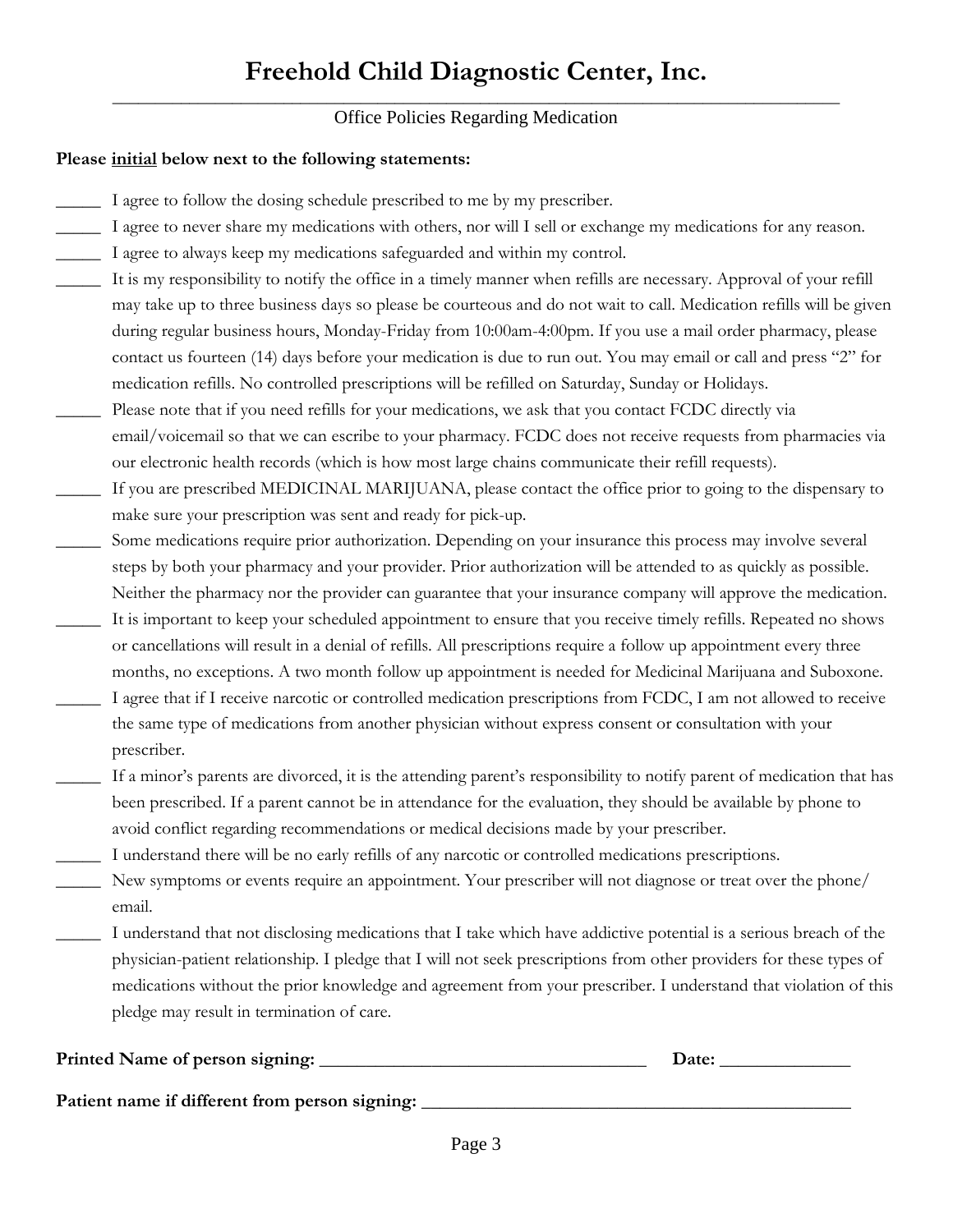# Freehold Child Diagnostic Center, Inc.

Office Policies Regarding Medication

**Please <u>initial</u> below next to the following statements:**

_____ I agree to follow the dosing schedule prescribed to me by my prescriber.

_____ I agree to never share my medications with others, nor will I sell or exchange my medications for any reason.

_____ I agree to always keep my medications safeguarded and within my control.

_____ It is my responsibility to notify the office in a timely manner when refills are necessary. Approval of your refill may take up to three business days so please be courteous and do not wait to call. Medication refills will be given during regular business hours, Monday-Friday from 10:00am-4:00pm. If you use a mail order pharmacy, please contact us fourteen (14) days before your medication is due to run out. You may email or call and press "2" for medication refills. No controlled prescriptions will be refilled on Saturday, Sunday or Holidays.

_____ Please note that if you need refills for your medications, we ask that you contact FCDC directly via email/voicemail so that we can escribe to your pharmacy. FCDC does not receive requests from pharmacies via our electronic health records (which is how most large chains communicate their refill requests).

_____ If you are prescribed MEDICINAL MARIJUANA, please contact the office prior to going to the dispensary to make sure your prescription was sent and ready for pick-up.

_____ Some medications require prior authorization. Depending on your insurance this process may involve several steps by both your pharmacy and your provider. Prior authorization will be attended to as quickly as possible. Neither the pharmacy nor the provider can guarantee that your insurance company will approve the medication.

_____ It is important to keep your scheduled appointment to ensure that you receive timely refills. Repeated no shows or cancellations will result in a denial of refills. All prescriptions require a follow up appointment every three months, no exceptions. A two month follow up appointment is needed for Medicinal Marijuana and Suboxone.

_____ I agree that if I receive narcotic or controlled medication prescriptions from FCDC, I am not allowed to receive the same type of medications from another physician without express consent or consultation with your prescriber.

_____ If a minor's parents are divorced, it is the attending parent's responsibility to notify parent of medication that has been prescribed. If a parent cannot be in attendance for the evaluation, they should be available by phone to avoid conflict regarding recommendations or medical decisions made by your prescriber.

_____ I understand there will be no early refills of any narcotic or controlled medications prescriptions.

_____ New symptoms or events require an appointment. Your prescriber will not diagnose or treat over the phone/ email.

_____ I understand that not disclosing medications that I take which have addictive potential is a serious breach of the physician-patient relationship. I pledge that I will not seek prescriptions from other providers for these types of medications without the prior knowledge and agreement from your prescriber. I understand that violation of this pledge may result in termination of care.

**Printed Name of person signing:** ___________________________________ **Date:** ______________

**Patient name if different from person signing:** ______________________________________________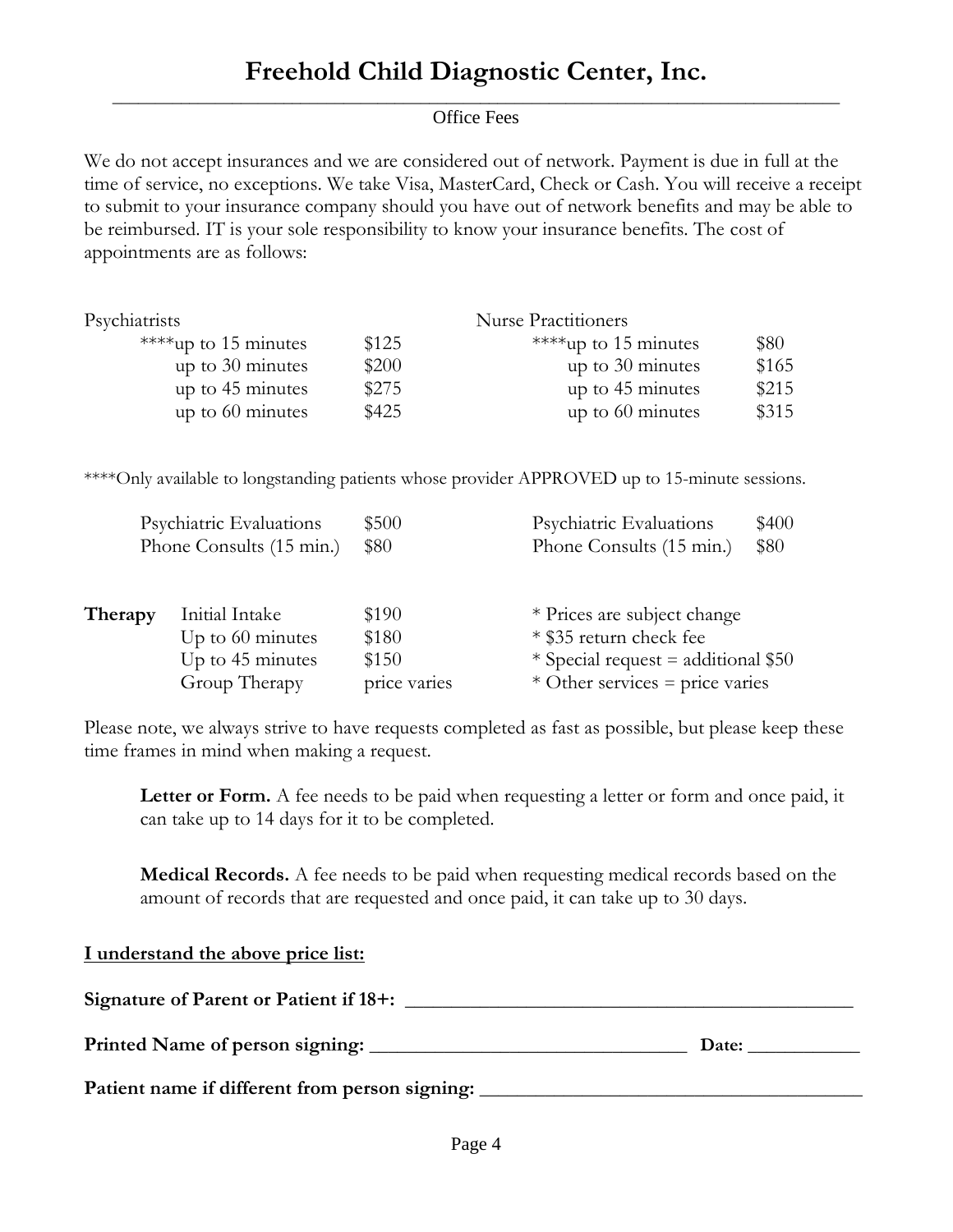# Freehold Child Diagnostic Center, Inc.

Office Fees

We do not accept insurances and we are considered out of network. Payment is due in full at the time of service, no exceptions. We take Visa, MasterCard, Check or Cash. You will receive a receipt to submit to your insurance company should you have out of network benefits and may be able to be reimbursed. IT is your sole responsibility to know your insurance benefits. The cost of appointments are as follows:

| Psychiatrists | | Nurse Practitioners | |
|---|---|---|---|
| ****up to 15 minutes | $125 | ****up to 15 minutes | $80 |
| up to 30 minutes | $200 | up to 30 minutes | $165 |
| up to 45 minutes | $275 | up to 45 minutes | $215 |
| up to 60 minutes | $425 | up to 60 minutes | $315 |

****Only available to longstanding patients whose provider APPROVED up to 15-minute sessions.

| | | | |
|---|---|---|---|
| Psychiatric Evaluations | $500 | Psychiatric Evaluations | $400 |
| Phone Consults (15 min.) | $80 | Phone Consults (15 min.) | $80 |

| **Therapy** | | |
|---|---|---|
| Initial Intake | $190 | * Prices are subject change |
| Up to 60 minutes | $180 | * $35 return check fee |
| Up to 45 minutes | $150 | * Special request = additional $50 |
| Group Therapy | price varies | * Other services = price varies |

Please note, we always strive to have requests completed as fast as possible, but please keep these time frames in mind when making a request.

**Letter or Form.** A fee needs to be paid when requesting a letter or form and once paid, it can take up to 14 days for it to be completed.

**Medical Records.** A fee needs to be paid when requesting medical records based on the amount of records that are requested and once paid, it can take up to 30 days.

**I understand the above price list:**

**Signature of Parent or Patient if 18+:** ______________________________________________

**Printed Name of person signing:** ________________________________ **Date:** ___________

**Patient name if different from person signing:** ______________________________________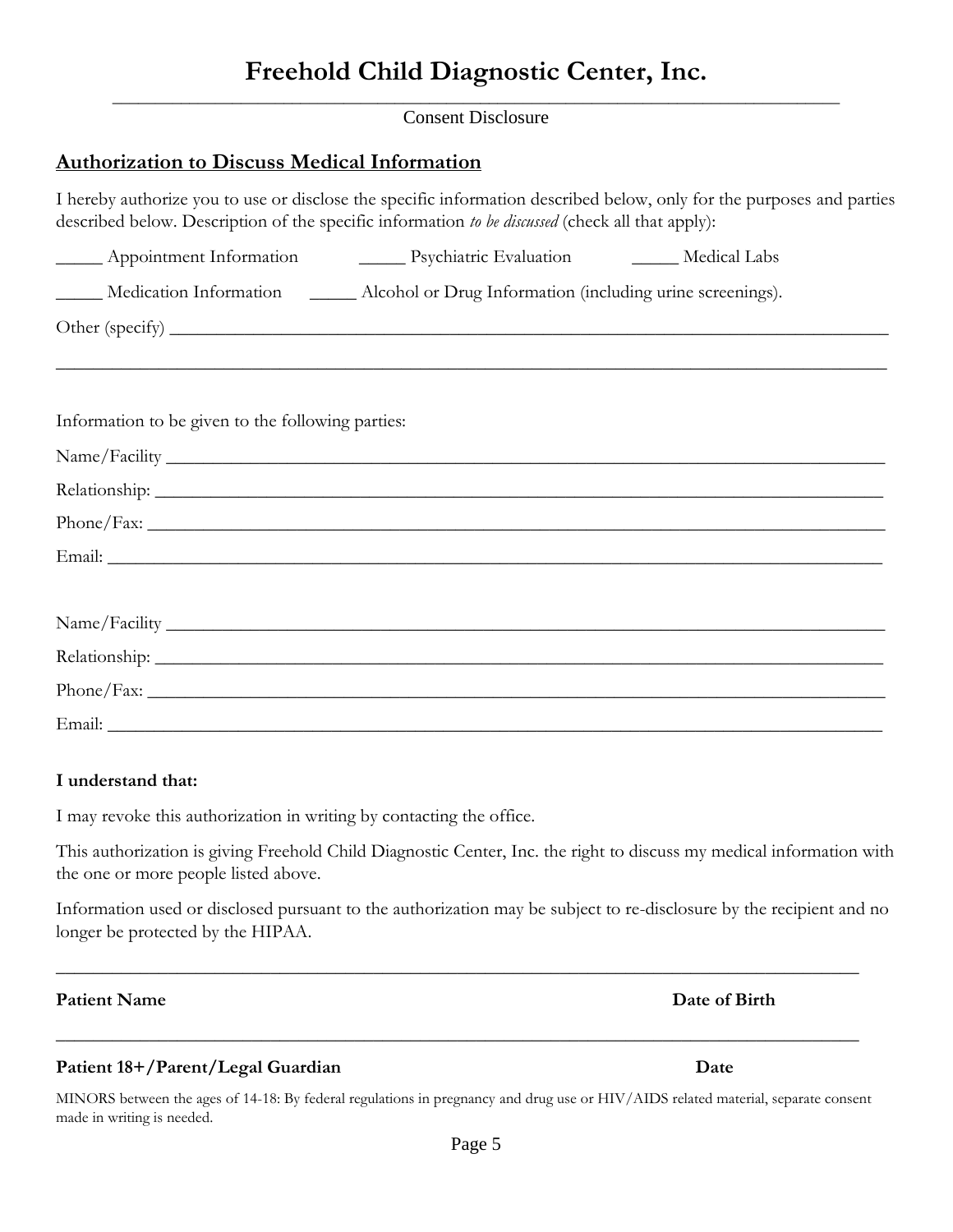# Freehold Child Diagnostic Center, Inc.

Consent Disclosure

## Authorization to Discuss Medical Information

I hereby authorize you to use or disclose the specific information described below, only for the purposes and parties described below. Description of the specific information *to be discussed* (check all that apply):

_____ Appointment Information _____ Psychiatric Evaluation _____ Medical Labs

_____ Medication Information _____ Alcohol or Drug Information (including urine screenings).

Other (specify) ____________________________________________________________________________

____________________________________________________________________________________________

Information to be given to the following parties:

Name/Facility ______________________________________________________________________________

Relationship: _______________________________________________________________________________

Phone/Fax: ________________________________________________________________________________

Email: ____________________________________________________________________________________

Name/Facility ______________________________________________________________________________

Relationship: _______________________________________________________________________________

Phone/Fax: ________________________________________________________________________________

Email: ____________________________________________________________________________________

**I understand that:**

I may revoke this authorization in writing by contacting the office.

This authorization is giving Freehold Child Diagnostic Center, Inc. the right to discuss my medical information with the one or more people listed above.

Information used or disclosed pursuant to the authorization may be subject to re-disclosure by the recipient and no longer be protected by the HIPAA.

____________________________________________________________________________________________

**Patient Name** **Date of Birth**

____________________________________________________________________________________________

**Patient 18+/Parent/Legal Guardian** **Date**

MINORS between the ages of 14-18: By federal regulations in pregnancy and drug use or HIV/AIDS related material, separate consent made in writing is needed.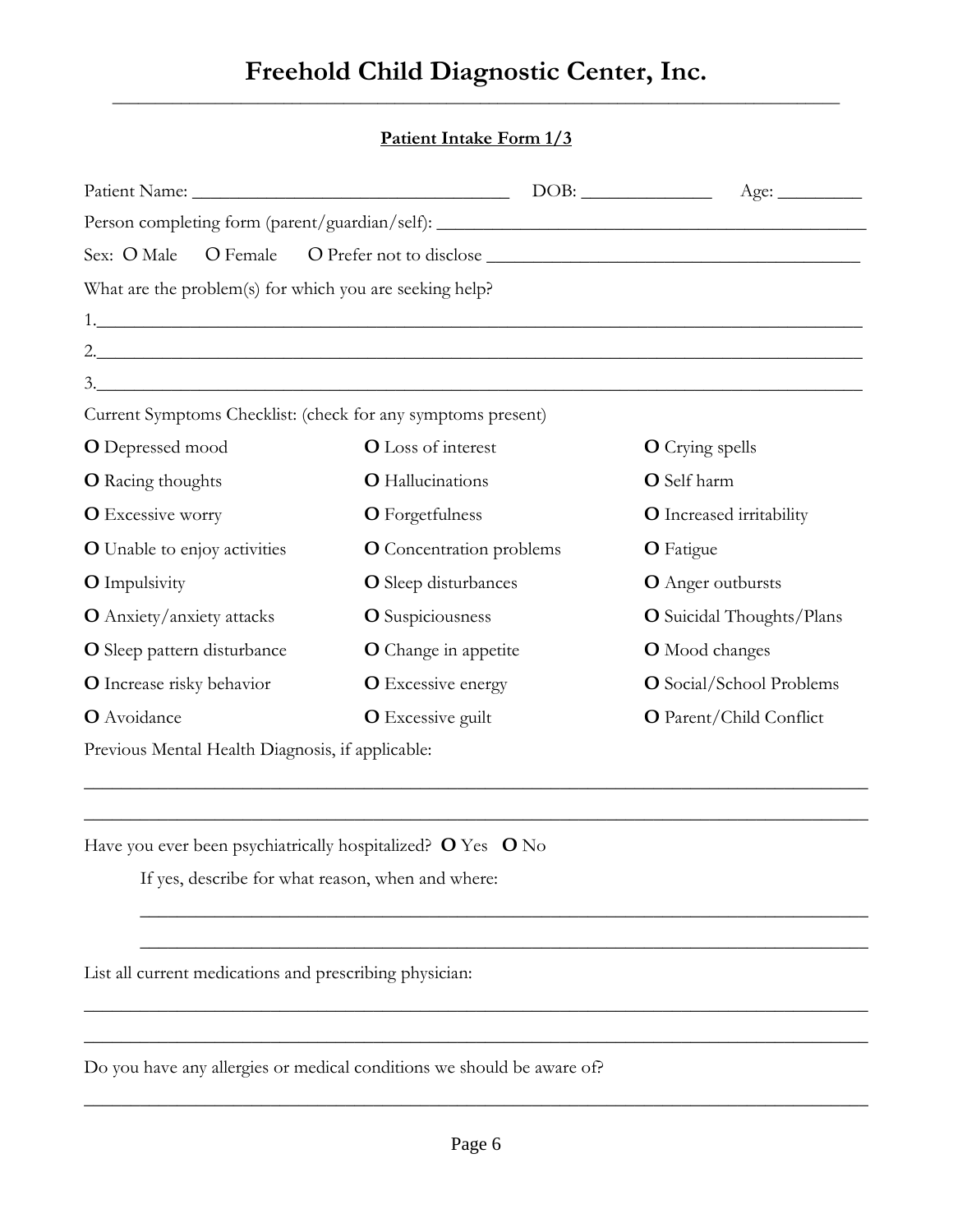# Freehold Child Diagnostic Center, Inc.

**Patient Intake Form 1/3**

Patient Name: ___________________________________ DOB: ______________ Age: _________

Person completing form (parent/guardian/self): _____________________________________________

Sex: O Male O Female O Prefer not to disclose ________________________________________

What are the problem(s) for which you are seeking help?

1.____________________________________________________________________________

2.____________________________________________________________________________

3.____________________________________________________________________________

Current Symptoms Checklist: (check for any symptoms present)

| | | |
|---|---|---|
| **O** Depressed mood | **O** Loss of interest | **O** Crying spells |
| **O** Racing thoughts | **O** Hallucinations | **O** Self harm |
| **O** Excessive worry | **O** Forgetfulness | **O** Increased irritability |
| **O** Unable to enjoy activities | **O** Concentration problems | **O** Fatigue |
| **O** Impulsivity | **O** Sleep disturbances | **O** Anger outbursts |
| **O** Anxiety/anxiety attacks | **O** Suspiciousness | **O** Suicidal Thoughts/Plans |
| **O** Sleep pattern disturbance | **O** Change in appetite | **O** Mood changes |
| **O** Increase risky behavior | **O** Excessive energy | **O** Social/School Problems |
| **O** Avoidance | **O** Excessive guilt | **O** Parent/Child Conflict |

Previous Mental Health Diagnosis, if applicable:

______________________________________________________________________________

______________________________________________________________________________

Have you ever been psychiatrically hospitalized? **O** Yes **O** No

If yes, describe for what reason, when and where:

______________________________________________________________________________

______________________________________________________________________________

List all current medications and prescribing physician:

______________________________________________________________________________

______________________________________________________________________________

Do you have any allergies or medical conditions we should be aware of?

______________________________________________________________________________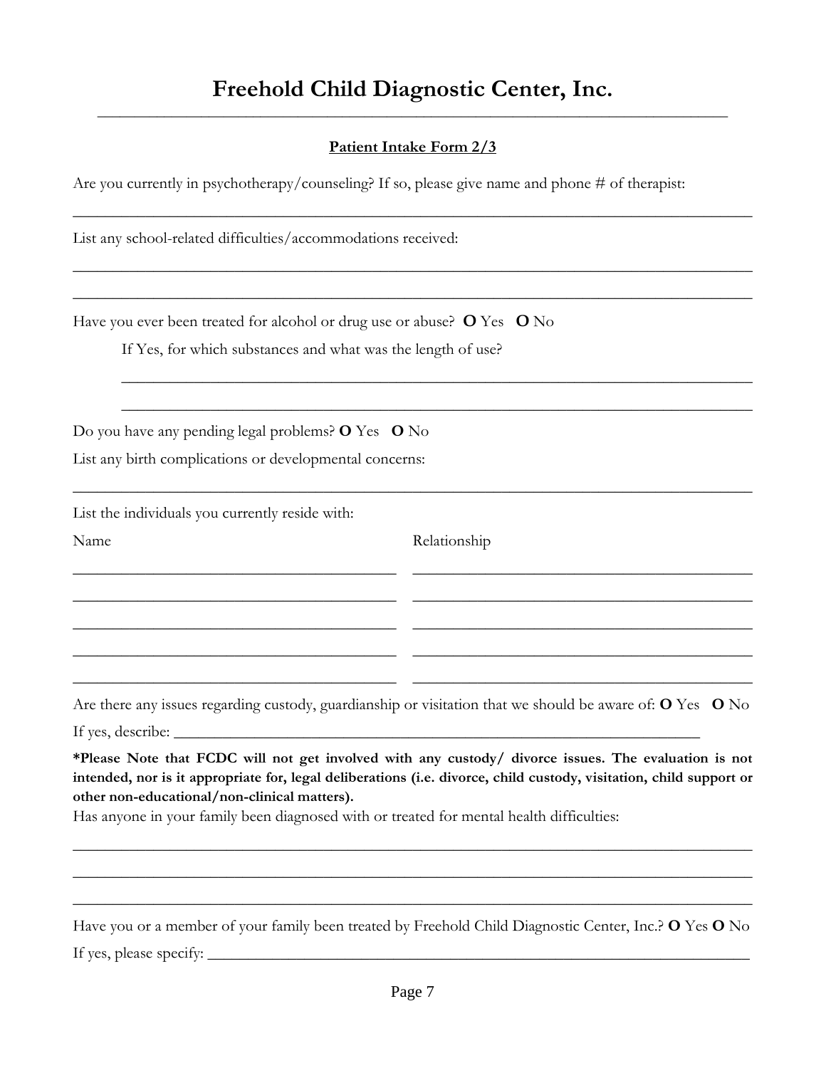# Freehold Child Diagnostic Center, Inc.

**Patient Intake Form 2/3**

Are you currently in psychotherapy/counseling? If so, please give name and phone # of therapist:

______________________________________________________________________________

List any school-related difficulties/accommodations received:

______________________________________________________________________________

______________________________________________________________________________

Have you ever been treated for alcohol or drug use or abuse? **O** Yes **O** No

If Yes, for which substances and what was the length of use?

______________________________________________________________________________

______________________________________________________________________________

Do you have any pending legal problems? **O** Yes **O** No

List any birth complications or developmental concerns:

______________________________________________________________________________

List the individuals you currently reside with:

| Name | Relationship |
| --- | --- |
| ______________________ | ______________________ |
| ______________________ | ______________________ |
| ______________________ | ______________________ |
| ______________________ | ______________________ |
| ______________________ | ______________________ |

Are there any issues regarding custody, guardianship or visitation that we should be aware of: **O** Yes **O** No

If yes, describe: ______________________________________________________________

***Please Note that FCDC will not get involved with any custody/ divorce issues. The evaluation is not intended, nor is it appropriate for, legal deliberations (i.e. divorce, child custody, visitation, child support or other non-educational/non-clinical matters).**

Has anyone in your family been diagnosed with or treated for mental health difficulties:

______________________________________________________________________________

______________________________________________________________________________

______________________________________________________________________________

Have you or a member of your family been treated by Freehold Child Diagnostic Center, Inc.? **O** Yes **O** No

If yes, please specify: __________________________________________________________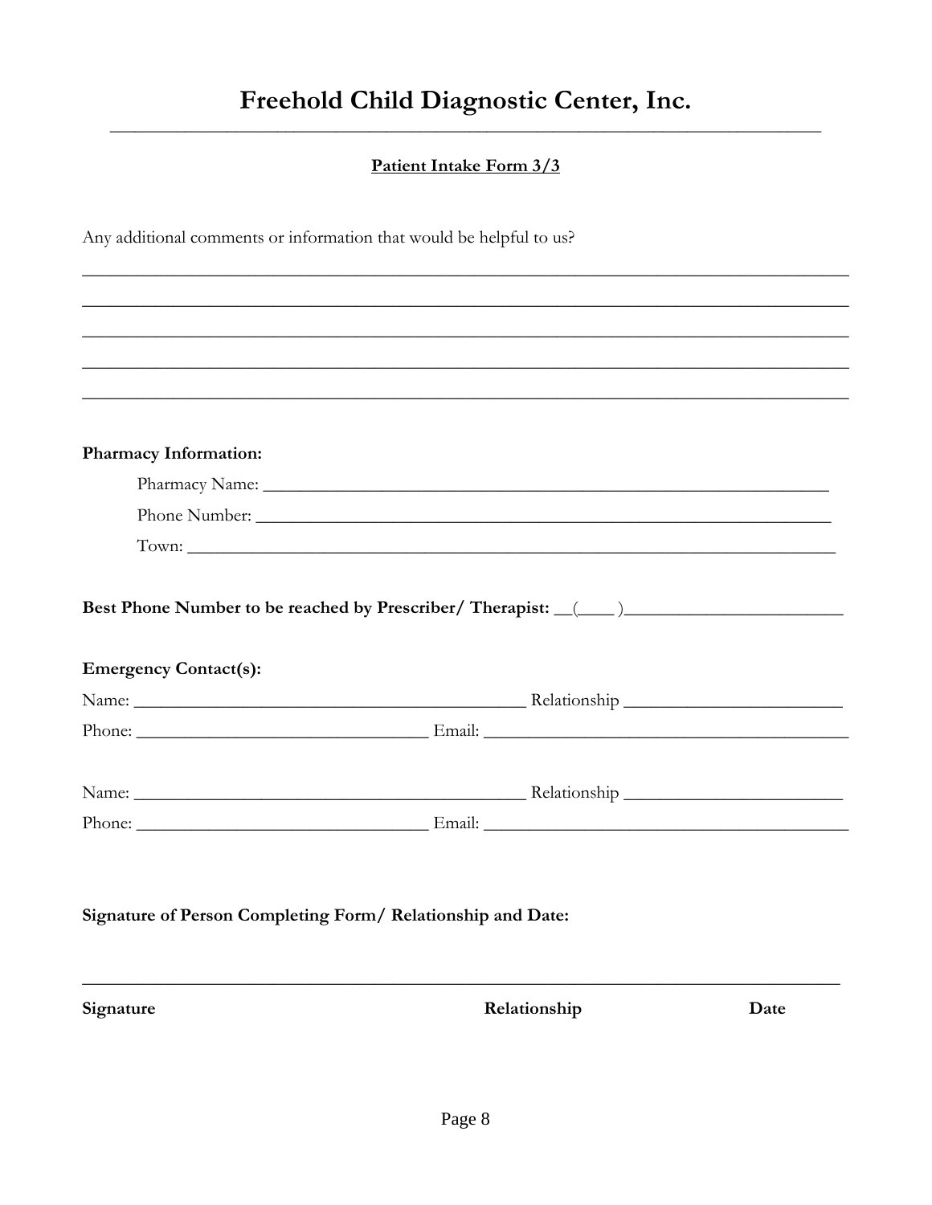# Freehold Child Diagnostic Center, Inc.

**Patient Intake Form 3/3**

Any additional comments or information that would be helpful to us?

________________________________________________________________________________

________________________________________________________________________________

________________________________________________________________________________

________________________________________________________________________________

________________________________________________________________________________

**Pharmacy Information:**

Pharmacy Name: ______________________________________________________________

Phone Number: ______________________________________________________________

Town: ______________________________________________________________________

**Best Phone Number to be reached by Prescriber/ Therapist:** __(____ )________________________

**Emergency Contact(s):**

Name: _____________________________________ Relationship ______________________

Phone: ____________________________ Email: ____________________________________

Name: _____________________________________ Relationship ______________________

Phone: ____________________________ Email: ____________________________________

**Signature of Person Completing Form/ Relationship and Date:**

________________________________________________________________________________

**Signature** **Relationship** **Date**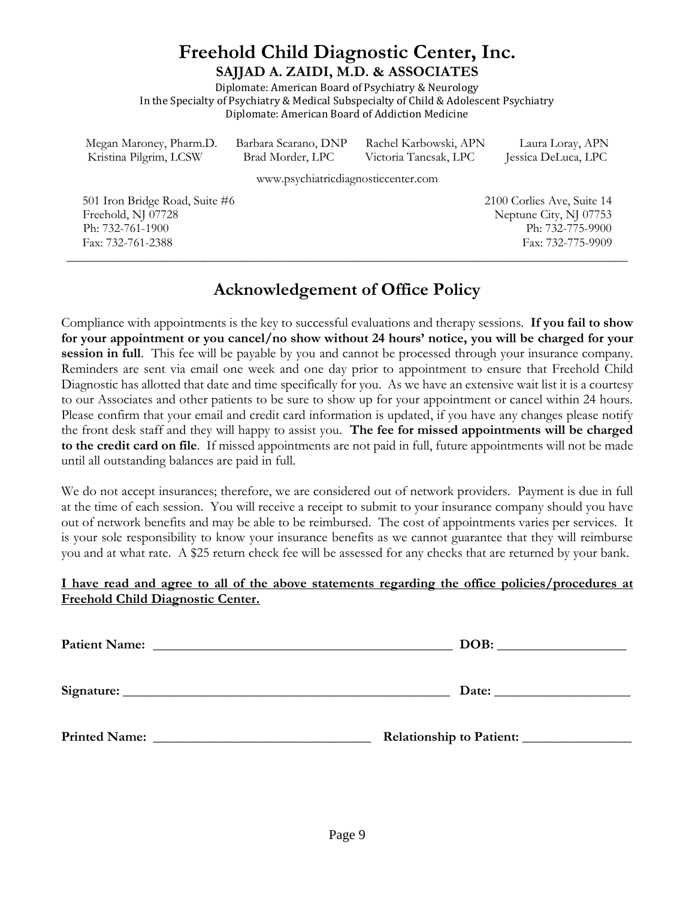# Freehold Child Diagnostic Center, Inc.

**SAJJAD A. ZAIDI, M.D. & ASSOCIATES**

Diplomate: American Board of Psychiatry & Neurology
In the Specialty of Psychiatry & Medical Subspecialty of Child & Adolescent Psychiatry
Diplomate: American Board of Addiction Medicine

| | | | |
|---|---|---|---|
| Megan Maroney, Pharm.D. | Barbara Scarano, DNP | Rachel Karbowski, APN | Laura Loray, APN |
| Kristina Pilgrim, LCSW | Brad Morder, LPC | Victoria Tancsak, LPC | Jessica DeLuca, LPC |

www.psychiatricdiagnosticcenter.com

501 Iron Bridge Road, Suite #6
Freehold, NJ 07728
Ph: 732-761-1900
Fax: 732-761-2388

2100 Corlies Ave, Suite 14
Neptune City, NJ 07753
Ph: 732-775-9900
Fax: 732-775-9909

---

## Acknowledgement of Office Policy

Compliance with appointments is the key to successful evaluations and therapy sessions. **If you fail to show for your appointment or you cancel/no show without 24 hours' notice, you will be charged for your session in full**. This fee will be payable by you and cannot be processed through your insurance company. Reminders are sent via email one week and one day prior to appointment to ensure that Freehold Child Diagnostic has allotted that date and time specifically for you. As we have an extensive wait list it is a courtesy to our Associates and other patients to be sure to show up for your appointment or cancel within 24 hours. Please confirm that your email and credit card information is updated, if you have any changes please notify the front desk staff and they will happy to assist you. **The fee for missed appointments will be charged to the credit card on file**. If missed appointments are not paid in full, future appointments will not be made until all outstanding balances are paid in full.

We do not accept insurances; therefore, we are considered out of network providers. Payment is due in full at the time of each session. You will receive a receipt to submit to your insurance company should you have out of network benefits and may be able to be reimbursed. The cost of appointments varies per services. It is your sole responsibility to know your insurance benefits as we cannot guarantee that they will reimburse you and at what rate. A $25 return check fee will be assessed for any checks that are returned by your bank.

**<u>I have read and agree to all of the above statements regarding the office policies/procedures at Freehold Child Diagnostic Center.</u>**

**Patient Name:** ______________________________________________ **DOB:** ___________________

**Signature:** __________________________________________________ **Date:** ____________________

**Printed Name:** ________________________________ **Relationship to Patient:** ________________